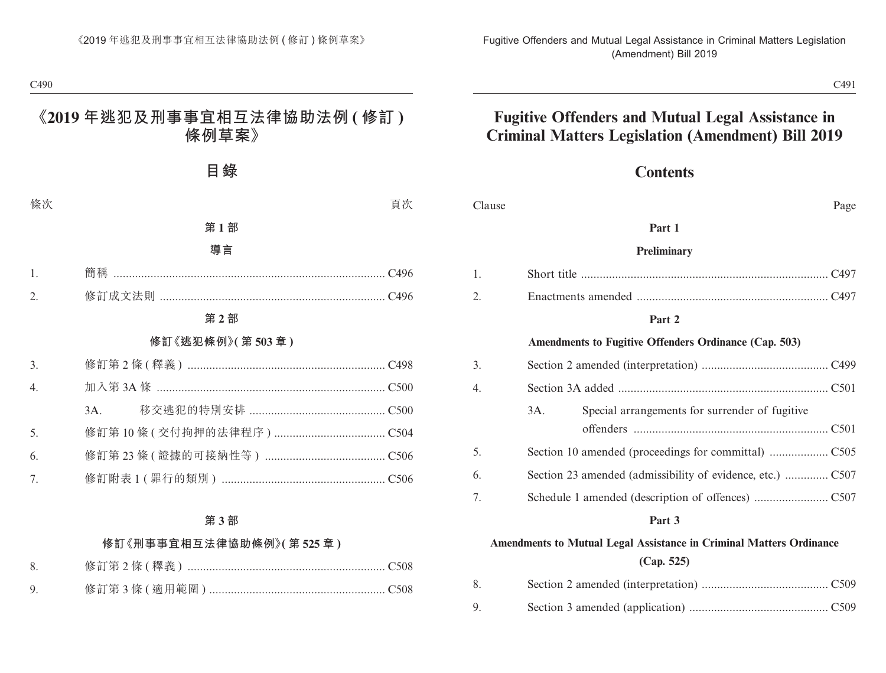# 《2019 年逃犯及刑事事宜相互法律協助法例 ( 修訂 ) 條例草案》

## 目錄

條次 頁次

### 第 1 部

### 導言

1. 簡稱 ....... C496
2. 修訂成文法則 ....... C496

### 第 2 部

### 修訂《逃犯條例》( 第 503 章 )

3. 修訂第 2 條 ( 釋義 ) ....... C498
4. 加入第 3A 條 ....... C500
   - 3A. 移交逃犯的特別安排 ....... C500
5. 修訂第 10 條 ( 交付拘押的法律程序 ) ....... C504
6. 修訂第 23 條 ( 證據的可接納性等 ) ....... C506
7. 修訂附表 1 ( 罪行的類別 ) ....... C506

### 第 3 部

### 修訂《刑事事宜相互法律協助條例》( 第 525 章 )

8. 修訂第 2 條 ( 釋義 ) ....... C508
9. 修訂第 3 條 ( 適用範圍 ) ....... C508

# Fugitive Offenders and Mutual Legal Assistance in Criminal Matters Legislation (Amendment) Bill 2019

## Contents

Clause Page

### Part 1

### Preliminary

1. Short title ....... C497
2. Enactments amended ....... C497

### Part 2

### Amendments to Fugitive Offenders Ordinance (Cap. 503)

3. Section 2 amended (interpretation) ....... C499
4. Section 3A added ....... C501
   - 3A. Special arrangements for surrender of fugitive offenders ....... C501
5. Section 10 amended (proceedings for committal) ....... C505
6. Section 23 amended (admissibility of evidence, etc.) ....... C507
7. Schedule 1 amended (description of offences) ....... C507

### Part 3

### Amendments to Mutual Legal Assistance in Criminal Matters Ordinance (Cap. 525)

8. Section 2 amended (interpretation) ....... C509
9. Section 3 amended (application) ....... C509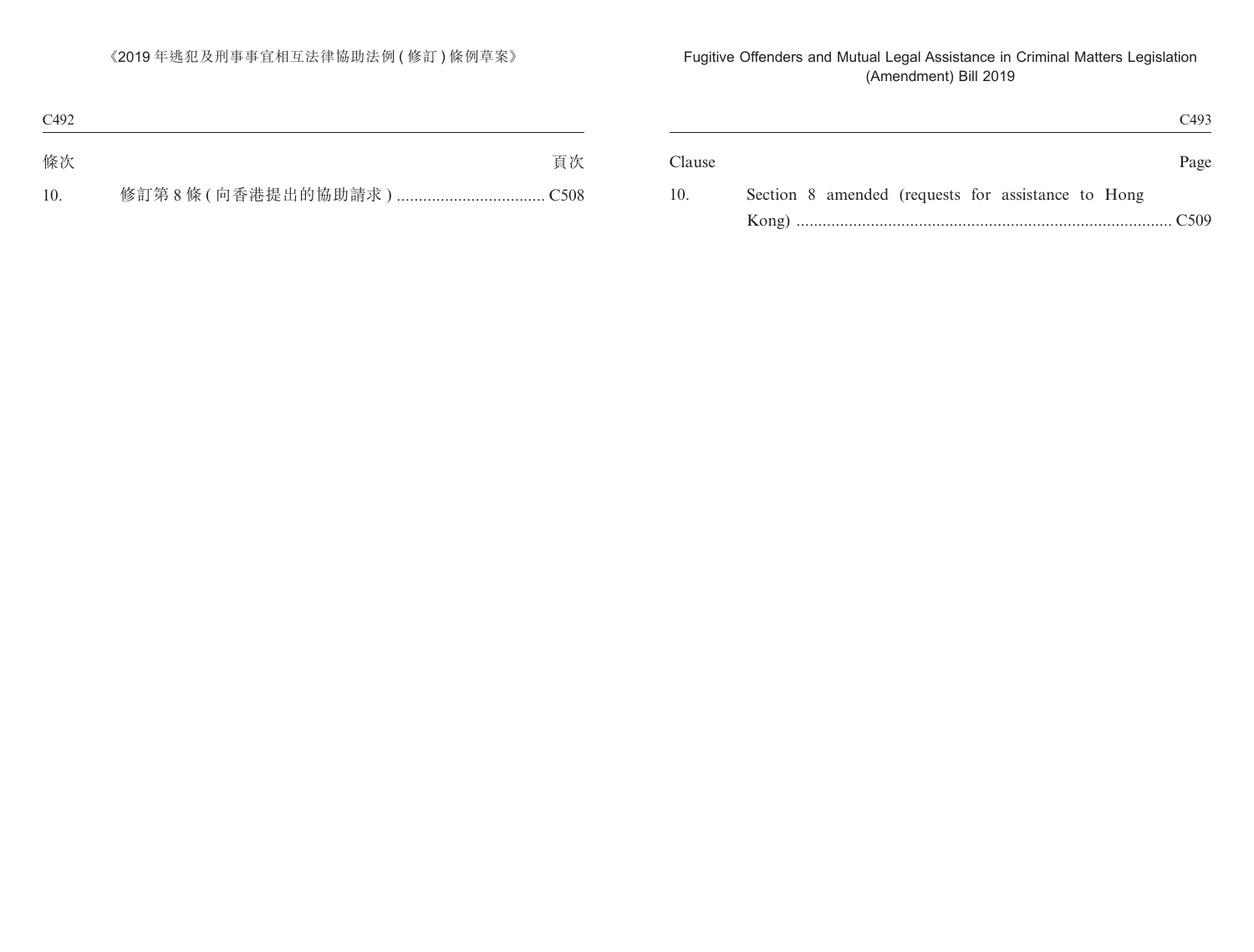| 條次 | | 頁次 |
|---|---|---|
| 10. | 修訂第 8 條 ( 向香港提出的協助請求 ) | C508 |

| Clause | | Page |
|---|---|---|
| 10. | Section 8 amended (requests for assistance to Hong Kong) | C509 |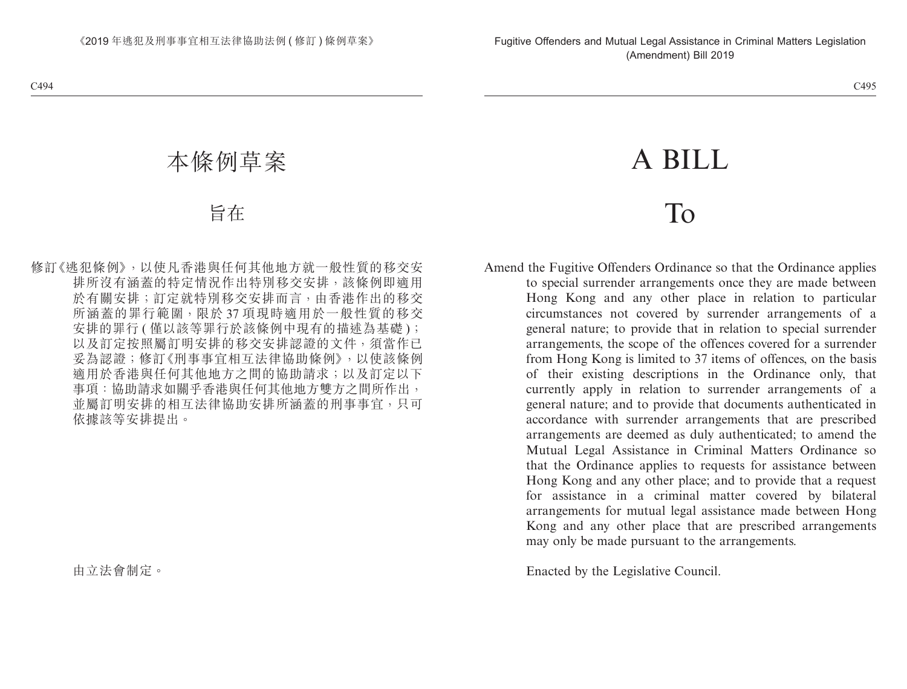# 本條例草案

## 旨在

修訂《逃犯條例》，以使凡香港與任何其他地方就一般性質的移交安排所沒有涵蓋的特定情況作出特別移交安排，該條例即適用於有關安排；訂定就特別移交安排而言，由香港作出的移交所涵蓋的罪行範圍，限於 37 項現時適用於一般性質的移交安排的罪行 (僅以該等罪行於該條例中現有的描述為基礎)；以及訂定按照屬訂明安排的移交安排認證的文件，須當作已妥為認證；修訂《刑事事宜相互法律協助條例》，以使該條例適用於香港與任何其他地方之間的協助請求；以及訂定以下事項：協助請求如關乎香港與任何其他地方雙方之間所作出，並屬訂明安排的相互法律協助安排所涵蓋的刑事事宜，只可依據該等安排提出。

由立法會制定。

# A BILL

## To

Amend the Fugitive Offenders Ordinance so that the Ordinance applies to special surrender arrangements once they are made between Hong Kong and any other place in relation to particular circumstances not covered by surrender arrangements of a general nature; to provide that in relation to special surrender arrangements, the scope of the offences covered for a surrender from Hong Kong is limited to 37 items of offences, on the basis of their existing descriptions in the Ordinance only, that currently apply in relation to surrender arrangements of a general nature; and to provide that documents authenticated in accordance with surrender arrangements that are prescribed arrangements are deemed as duly authenticated; to amend the Mutual Legal Assistance in Criminal Matters Ordinance so that the Ordinance applies to requests for assistance between Hong Kong and any other place; and to provide that a request for assistance in a criminal matter covered by bilateral arrangements for mutual legal assistance made between Hong Kong and any other place that are prescribed arrangements may only be made pursuant to the arrangements.

Enacted by the Legislative Council.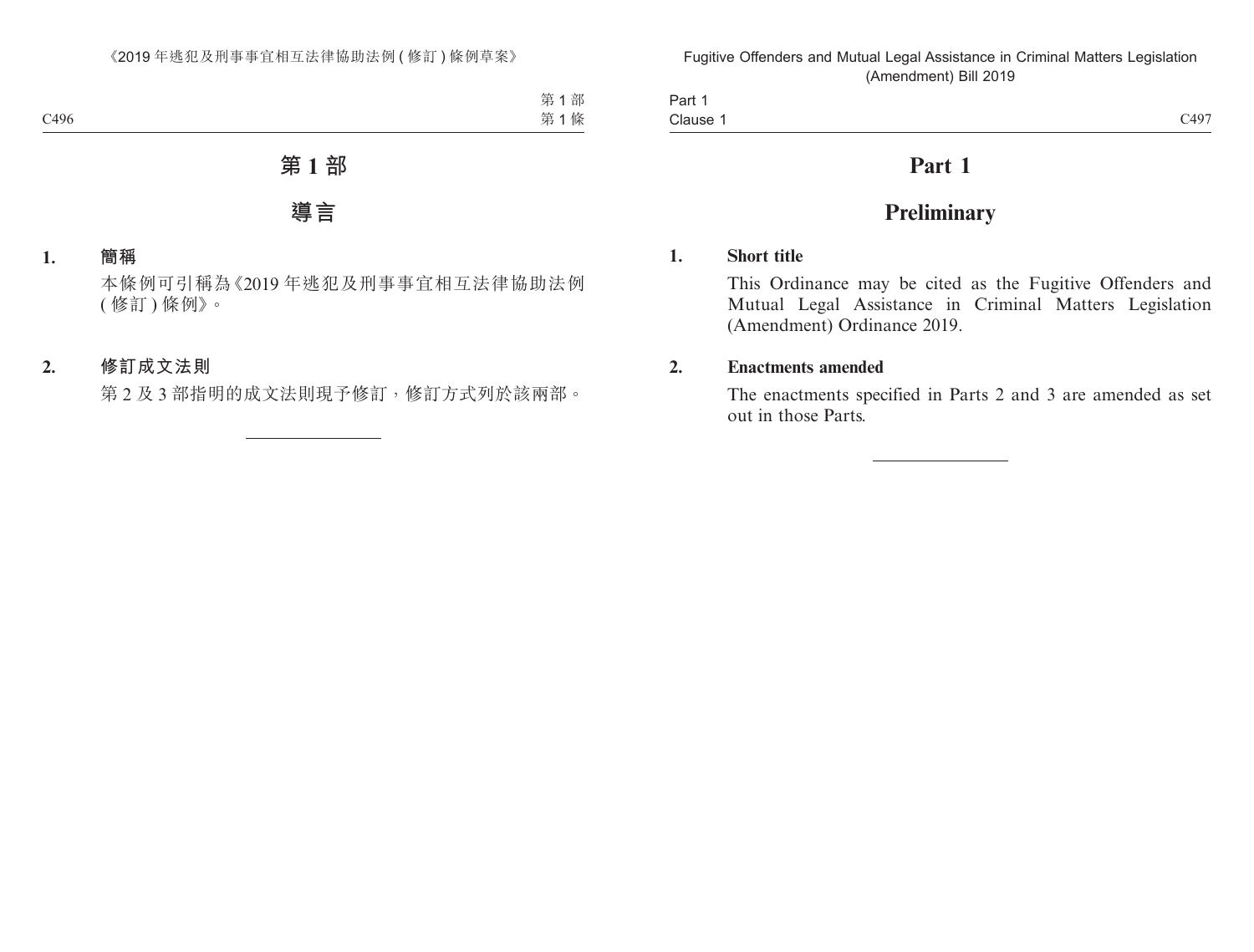# 第 1 部

## 導言

**1. 簡稱**

本條例可引稱為《2019 年逃犯及刑事事宜相互法律協助法例 ( 修訂 ) 條例》。

**2. 修訂成文法則**

第 2 及 3 部指明的成文法則現予修訂，修訂方式列於該兩部。

# Part 1

## Preliminary

**1. Short title**

This Ordinance may be cited as the Fugitive Offenders and Mutual Legal Assistance in Criminal Matters Legislation (Amendment) Ordinance 2019.

**2. Enactments amended**

The enactments specified in Parts 2 and 3 are amended as set out in those Parts.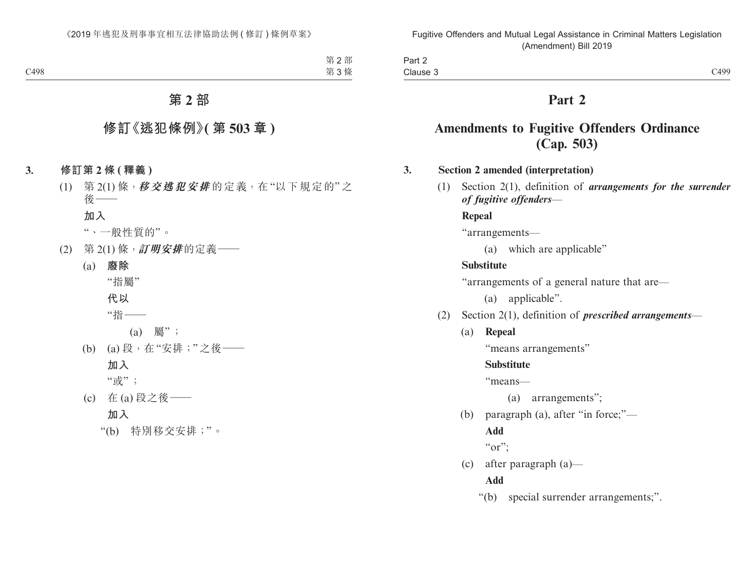# 第 2 部

## 修訂《逃犯條例》(第 503 章)

### 3. 修訂第 2 條 (釋義)

(1) 第 2(1) 條，***移交逃犯安排***的定義，在“以下規定的”之後——

**加入**

“、一般性質的”。

(2) 第 2(1) 條，***訂明安排***的定義——

(a) **廢除**

“指屬”

**代以**

“指——

(a) 屬”；

(b) (a) 段，在“安排；”之後——

**加入**

“或”；

(c) 在 (a) 段之後——

**加入**

“(b) 特別移交安排；”。

# Part 2

## Amendments to Fugitive Offenders Ordinance (Cap. 503)

### 3. Section 2 amended (interpretation)

(1) Section 2(1), definition of ***arrangements for the surrender of fugitive offenders***—

**Repeal**

“arrangements—

(a) which are applicable”

**Substitute**

“arrangements of a general nature that are—

(a) applicable”.

(2) Section 2(1), definition of ***prescribed arrangements***—

(a) **Repeal**

“means arrangements”

**Substitute**

“means—

(a) arrangements”;

(b) paragraph (a), after “in force;”—

**Add**

“or”;

(c) after paragraph (a)—

**Add**

“(b) special surrender arrangements;”.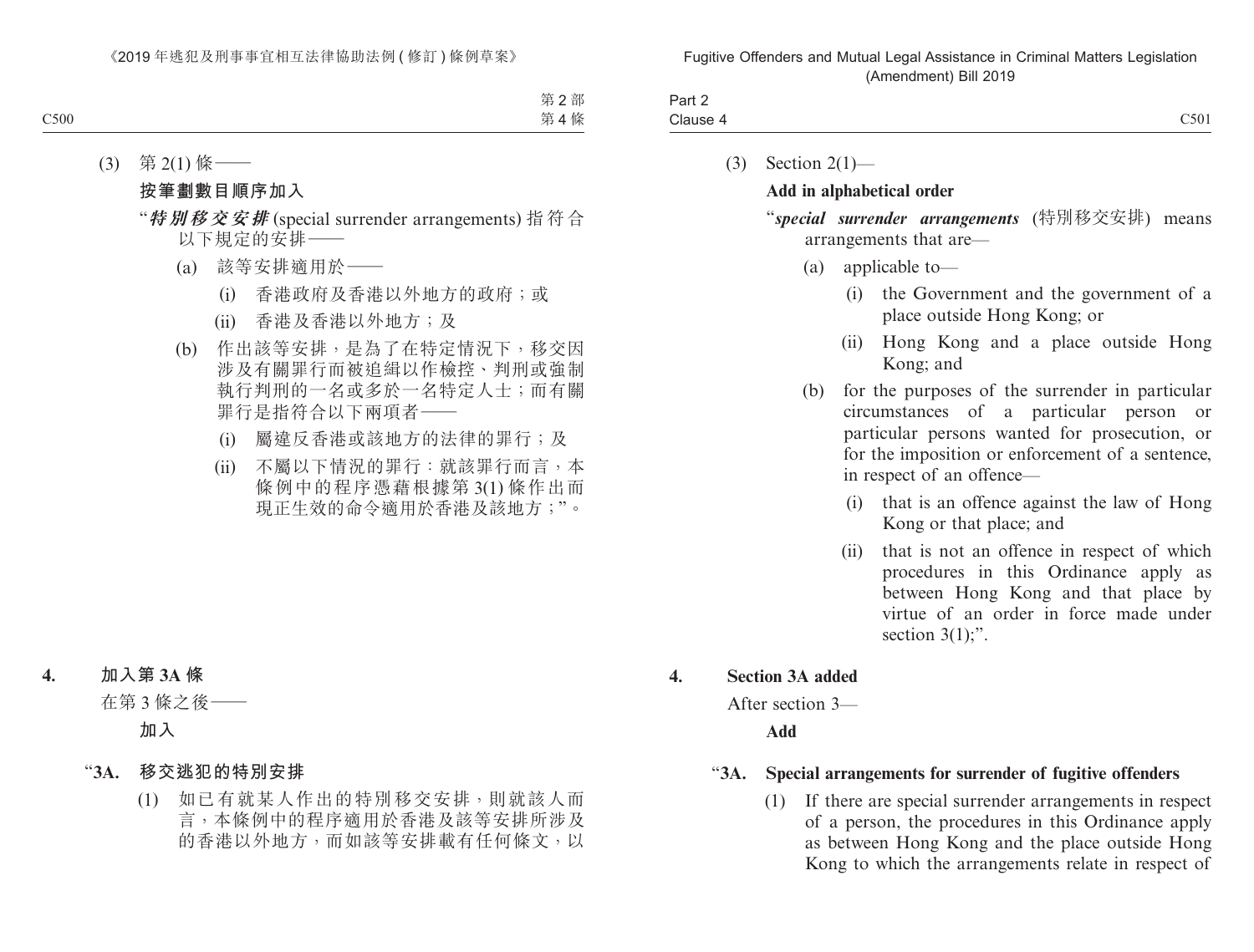(3) 第 2(1) 條——

**按筆劃數目順序加入**

“***特別移交安排*** (special surrender arrangements) 指符合以下規定的安排——

(a) 該等安排適用於——

(i) 香港政府及香港以外地方的政府；或

(ii) 香港及香港以外地方；及

(b) 作出該等安排，是為了在特定情況下，移交因涉及有關罪行而被追緝以作檢控、判刑或強制執行判刑的一名或多於一名特定人士；而有關罪行是指符合以下兩項者——

(i) 屬違反香港或該地方的法律的罪行；及

(ii) 不屬以下情況的罪行：就該罪行而言，本條例中的程序憑藉根據第 3(1) 條作出而現正生效的命令適用於香港及該地方；”。

**4. 加入第 3A 條**

在第 3 條之後——

**加入**

“**3A. 移交逃犯的特別安排**

(1) 如已有就某人作出的特別移交安排，則就該人而言，本條例中的程序適用於香港及該等安排所涉及的香港以外地方，而如該等安排載有任何條文，以

(3) Section 2(1)—

**Add in alphabetical order**

“***special surrender arrangements*** (特別移交安排) means arrangements that are—

(a) applicable to—

(i) the Government and the government of a place outside Hong Kong; or

(ii) Hong Kong and a place outside Hong Kong; and

(b) for the purposes of the surrender in particular circumstances of a particular person or particular persons wanted for prosecution, or for the imposition or enforcement of a sentence, in respect of an offence—

(i) that is an offence against the law of Hong Kong or that place; and

(ii) that is not an offence in respect of which procedures in this Ordinance apply as between Hong Kong and that place by virtue of an order in force made under section 3(1);”.

**4. Section 3A added**

After section 3—

**Add**

“**3A. Special arrangements for surrender of fugitive offenders**

(1) If there are special surrender arrangements in respect of a person, the procedures in this Ordinance apply as between Hong Kong and the place outside Hong Kong to which the arrangements relate in respect of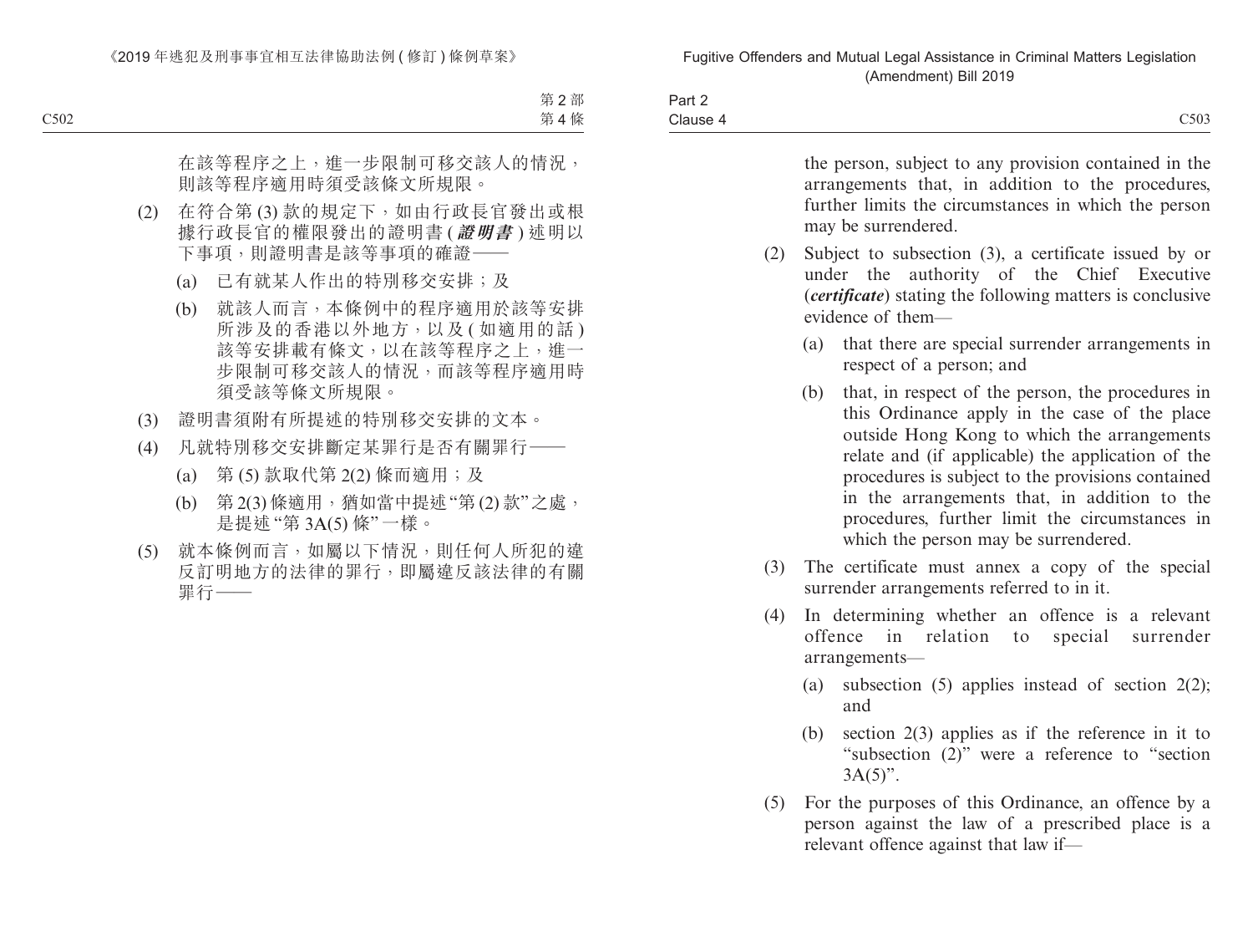在該等程序之上，進一步限制可移交該人的情況，則該等程序適用時須受該條文所規限。

(2) 在符合第 (3) 款的規定下，如由行政長官發出或根據行政長官的權限發出的證明書 (***證明書***) 述明以下事項，則證明書是該等事項的確證——

(a) 已有就某人作出的特別移交安排；及

(b) 就該人而言，本條例中的程序適用於該等安排所涉及的香港以外地方，以及 (如適用的話) 該等安排載有條文，以在該等程序之上，進一步限制可移交該人的情況，而該等程序適用時須受該等條文所規限。

(3) 證明書須附有所提述的特別移交安排的文本。

(4) 凡就特別移交安排斷定某罪行是否有關罪行——

(a) 第 (5) 款取代第 2(2) 條而適用；及

(b) 第 2(3) 條適用，猶如當中提述 “第 (2) 款” 之處，是提述 “第 3A(5) 條” 一樣。

(5) 就本條例而言，如屬以下情況，則任何人所犯的違反訂明地方的法律的罪行，即屬違反該法律的有關罪行——

the person, subject to any provision contained in the arrangements that, in addition to the procedures, further limits the circumstances in which the person may be surrendered.

(2) Subject to subsection (3), a certificate issued by or under the authority of the Chief Executive (***certificate***) stating the following matters is conclusive evidence of them—

(a) that there are special surrender arrangements in respect of a person; and

(b) that, in respect of the person, the procedures in this Ordinance apply in the case of the place outside Hong Kong to which the arrangements relate and (if applicable) the application of the procedures is subject to the provisions contained in the arrangements that, in addition to the procedures, further limit the circumstances in which the person may be surrendered.

(3) The certificate must annex a copy of the special surrender arrangements referred to in it.

(4) In determining whether an offence is a relevant offence in relation to special surrender arrangements—

(a) subsection (5) applies instead of section 2(2); and

(b) section 2(3) applies as if the reference in it to “subsection (2)” were a reference to “section 3A(5)”.

(5) For the purposes of this Ordinance, an offence by a person against the law of a prescribed place is a relevant offence against that law if—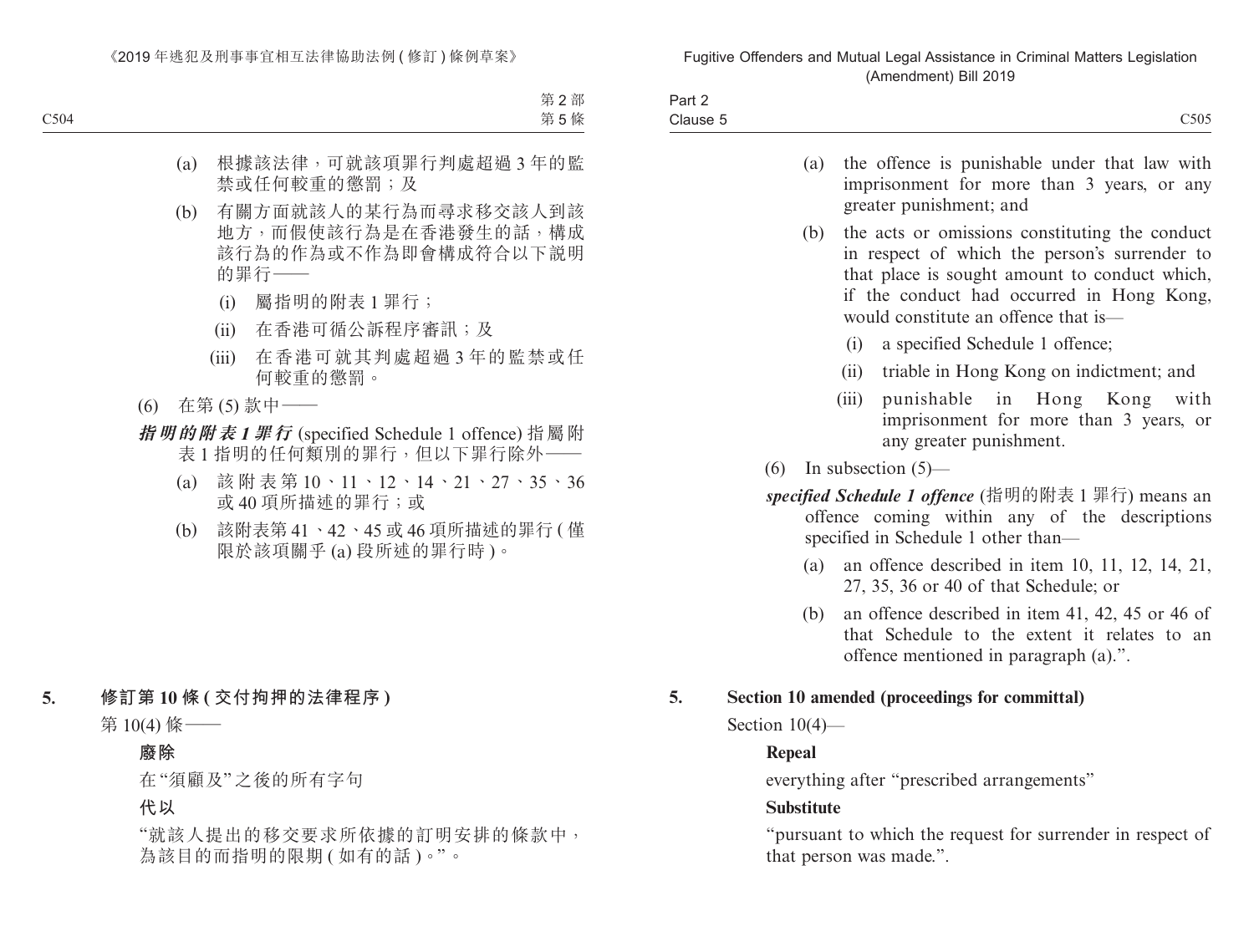(a) 根據該法律，可就該項罪行判處超過 3 年的監禁或任何較重的懲罰；及

(b) 有關方面就該人的某行為而尋求移交該人到該地方，而假使該行為是在香港發生的話，構成該行為的作為或不作為即會構成符合以下說明的罪行——

(i) 屬指明的附表 1 罪行；

(ii) 在香港可循公訴程序審訊；及

(iii) 在香港可就其判處超過 3 年的監禁或任何較重的懲罰。

(6) 在第 (5) 款中——

***指明的附表 1 罪行*** (specified Schedule 1 offence) 指屬附表 1 指明的任何類別的罪行，但以下罪行除外——

(a) 該附表第 10、11、12、14、21、27、35、36 或 40 項所描述的罪行；或

(b) 該附表第 41、42、45 或 46 項所描述的罪行 (僅限於該項關乎 (a) 段所述的罪行時)。

**5. 修訂第 10 條 (交付拘押的法律程序)**

第 10(4) 條——

**廢除**

在“須顧及”之後的所有字句

**代以**

“就該人提出的移交要求所依據的訂明安排的條款中，為該目的而指明的限期 (如有的話)。”。

(a) the offence is punishable under that law with imprisonment for more than 3 years, or any greater punishment; and

(b) the acts or omissions constituting the conduct in respect of which the person's surrender to that place is sought amount to conduct which, if the conduct had occurred in Hong Kong, would constitute an offence that is—

(i) a specified Schedule 1 offence;

(ii) triable in Hong Kong on indictment; and

(iii) punishable in Hong Kong with imprisonment for more than 3 years, or any greater punishment.

(6) In subsection (5)—

***specified Schedule 1 offence*** (指明的附表 1 罪行) means an offence coming within any of the descriptions specified in Schedule 1 other than—

(a) an offence described in item 10, 11, 12, 14, 21, 27, 35, 36 or 40 of that Schedule; or

(b) an offence described in item 41, 42, 45 or 46 of that Schedule to the extent it relates to an offence mentioned in paragraph (a).".

**5. Section 10 amended (proceedings for committal)**

Section 10(4)—

**Repeal**

everything after "prescribed arrangements"

**Substitute**

"pursuant to which the request for surrender in respect of that person was made.".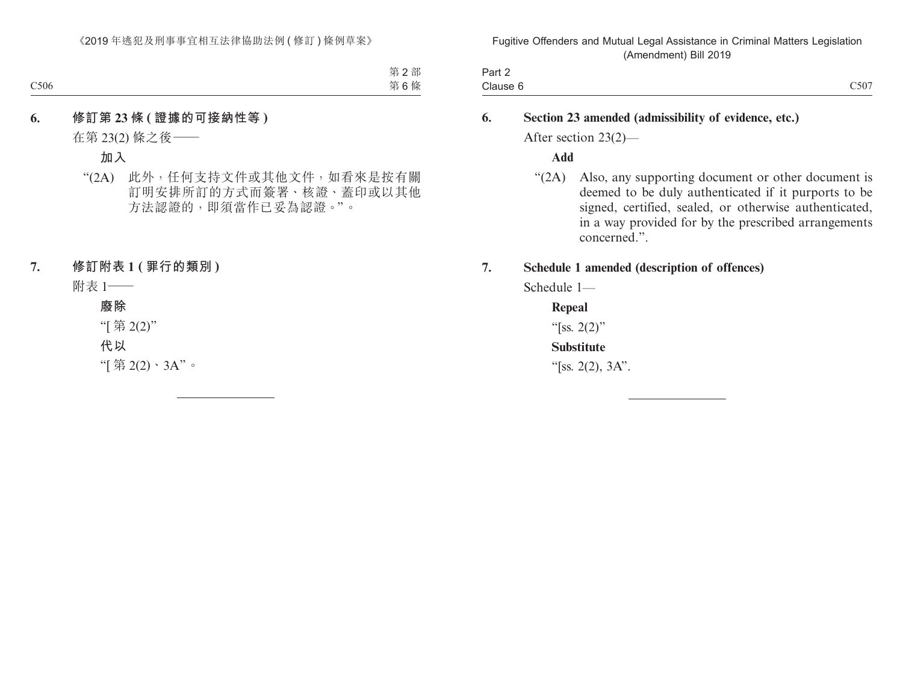**6. 修訂第 23 條 (證據的可接納性等)**

在第 23(2) 條之後——

**加入**

"(2A) 此外，任何支持文件或其他文件，如看來是按有關訂明安排所訂的方式而簽署、核證、蓋印或以其他方法認證的，即須當作已妥為認證。"。

**7. 修訂附表 1 (罪行的類別)**

附表 1——

**廢除**

"[ 第 2(2)"

**代以**

"[ 第 2(2)、3A"。

---

**6. Section 23 amended (admissibility of evidence, etc.)**

After section 23(2)—

**Add**

"(2A) Also, any supporting document or other document is deemed to be duly authenticated if it purports to be signed, certified, sealed, or otherwise authenticated, in a way provided for by the prescribed arrangements concerned.".

**7. Schedule 1 amended (description of offences)**

Schedule 1—

**Repeal**

"[ss. 2(2)"

**Substitute**

"[ss. 2(2), 3A".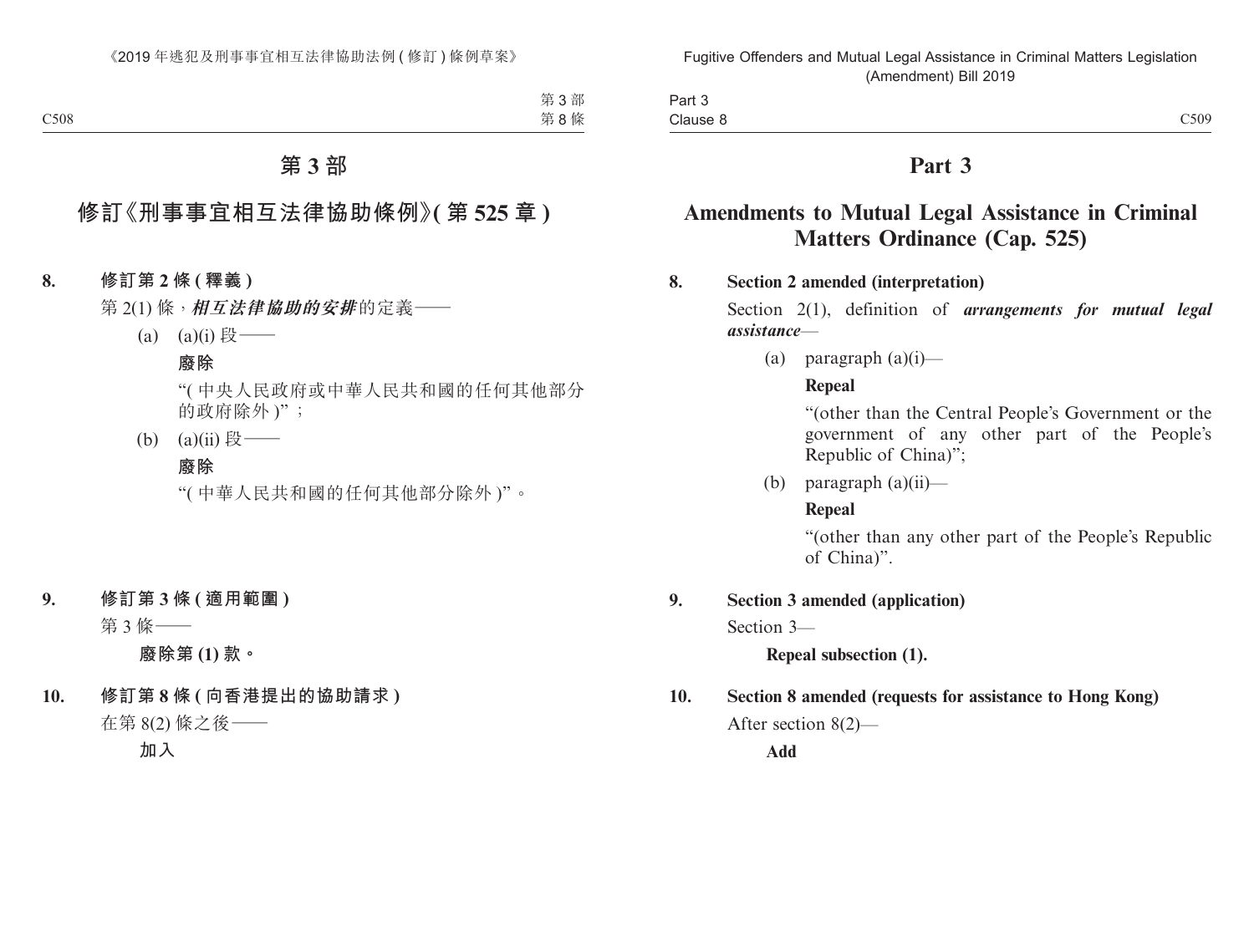# 第 3 部

## 修訂《刑事事宜相互法律協助條例》(第 525 章)

**8. 修訂第 2 條 (釋義)**

第 2(1) 條，***相互法律協助的安排***的定義——

(a) (a)(i) 段——

**廢除**

“(中央人民政府或中華人民共和國的任何其他部分的政府除外)”；

(b) (a)(ii) 段——

**廢除**

“(中華人民共和國的任何其他部分除外)”。

**9. 修訂第 3 條 (適用範圍)**

第 3 條——

**廢除第 (1) 款。**

**10. 修訂第 8 條 (向香港提出的協助請求)**

在第 8(2) 條之後——

**加入**

# Part 3

## Amendments to Mutual Legal Assistance in Criminal Matters Ordinance (Cap. 525)

**8. Section 2 amended (interpretation)**

Section 2(1), definition of ***arrangements for mutual legal assistance***—

(a) paragraph (a)(i)—

**Repeal**

“(other than the Central People’s Government or the government of any other part of the People’s Republic of China)”;

(b) paragraph (a)(ii)—

**Repeal**

“(other than any other part of the People’s Republic of China)”.

**9. Section 3 amended (application)**

Section 3—

**Repeal subsection (1).**

**10. Section 8 amended (requests for assistance to Hong Kong)**

After section 8(2)—

**Add**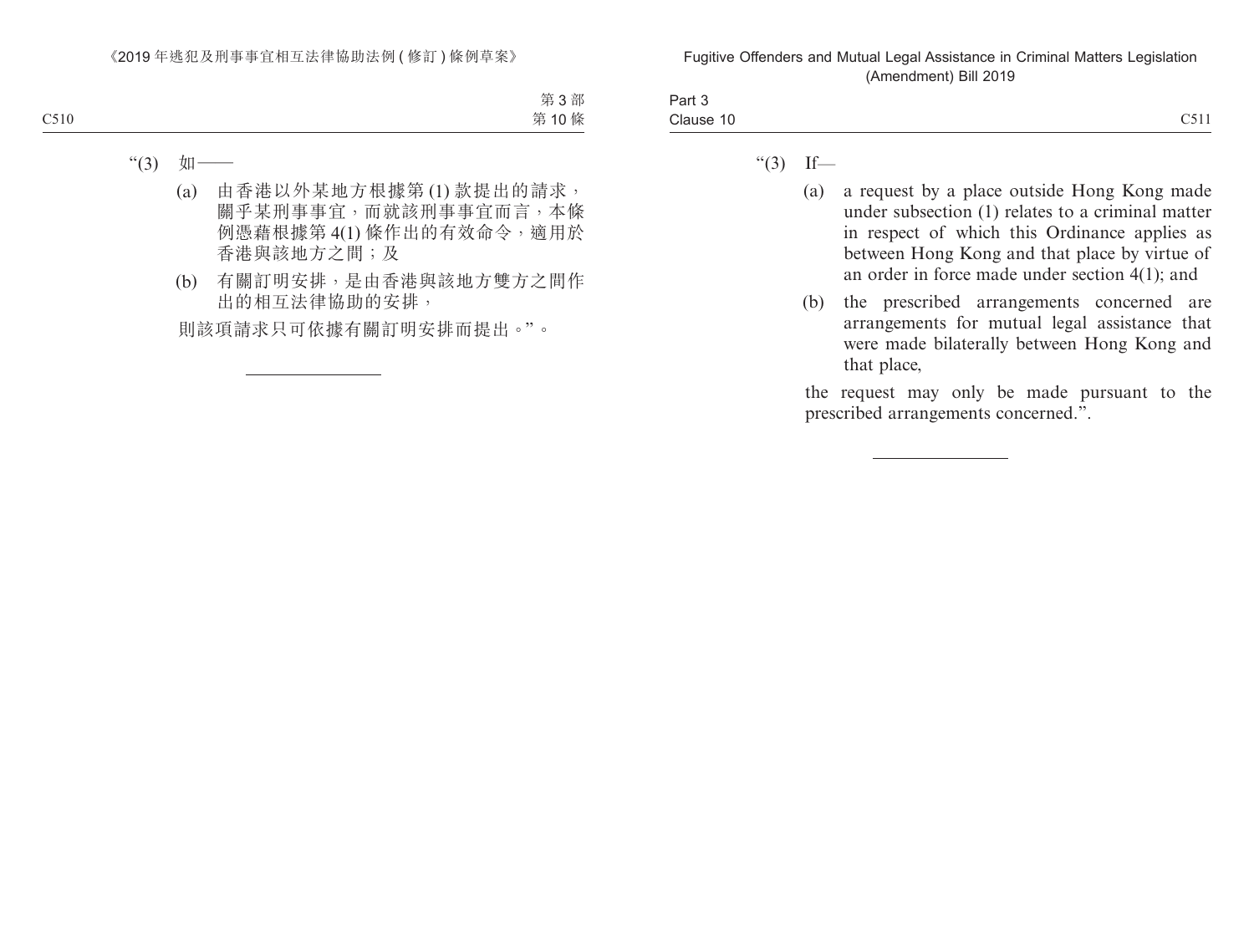"(3) 如——

(a) 由香港以外某地方根據第 (1) 款提出的請求，關乎某刑事事宜，而就該刑事事宜而言，本條例憑藉根據第 4(1) 條作出的有效命令，適用於香港與該地方之間；及

(b) 有關訂明安排，是由香港與該地方雙方之間作出的相互法律協助的安排，

則該項請求只可依據有關訂明安排而提出。"。

---

"(3) If—

(a) a request by a place outside Hong Kong made under subsection (1) relates to a criminal matter in respect of which this Ordinance applies as between Hong Kong and that place by virtue of an order in force made under section 4(1); and

(b) the prescribed arrangements concerned are arrangements for mutual legal assistance that were made bilaterally between Hong Kong and that place,

the request may only be made pursuant to the prescribed arrangements concerned.".

---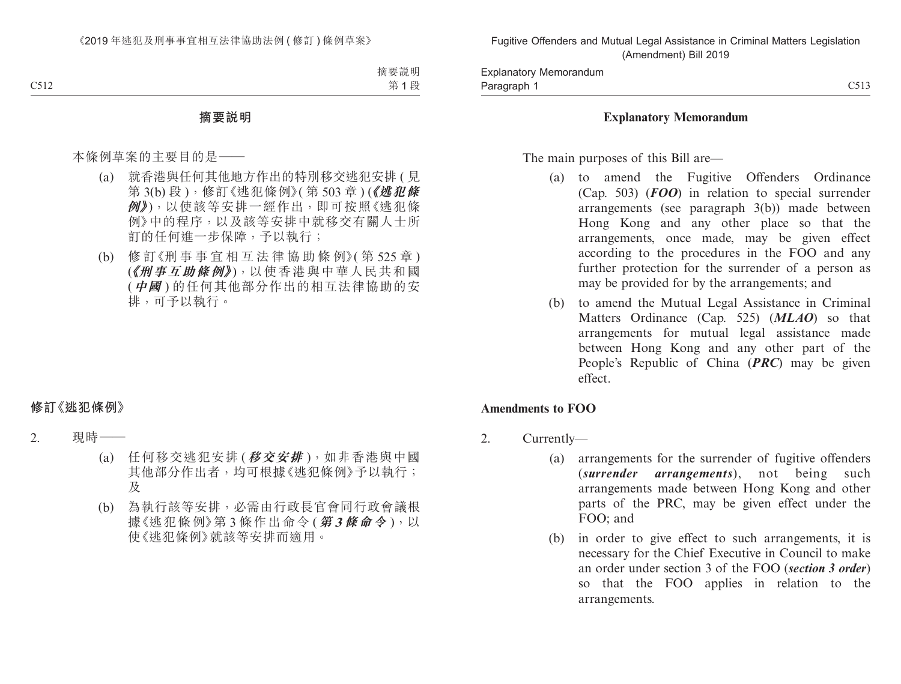## 摘要說明

本條例草案的主要目的是——

(a) 就香港與任何其他地方作出的特別移交逃犯安排(見第3(b)段),修訂《逃犯條例》(第503章)(***《逃犯條例》***),以使該等安排一經作出,即可按照《逃犯條例》中的程序,以及該等安排中就移交有關人士所訂的任何進一步保障,予以執行;

(b) 修訂《刑事事宜相互法律協助條例》(第525章)(***《刑事互助條例》***),以使香港與中華人民共和國(***中國***)的任何其他部分作出的相互法律協助的安排,可予以執行。

### 修訂《逃犯條例》

2. 現時——

(a) 任何移交逃犯安排(***移交安排***),如非香港與中國其他部分作出者,均可根據《逃犯條例》予以執行;及

(b) 為執行該等安排,必需由行政長官會同行政會議根據《逃犯條例》第3條作出命令(***第3條命令***),以使《逃犯條例》就該等安排而適用。

## Explanatory Memorandum

The main purposes of this Bill are—

(a) to amend the Fugitive Offenders Ordinance (Cap. 503) (***FOO***) in relation to special surrender arrangements (see paragraph 3(b)) made between Hong Kong and any other place so that the arrangements, once made, may be given effect according to the procedures in the FOO and any further protection for the surrender of a person as may be provided for by the arrangements; and

(b) to amend the Mutual Legal Assistance in Criminal Matters Ordinance (Cap. 525) (***MLAO***) so that arrangements for mutual legal assistance made between Hong Kong and any other part of the People's Republic of China (***PRC***) may be given effect.

### Amendments to FOO

2. Currently—

(a) arrangements for the surrender of fugitive offenders (***surrender arrangements***), not being such arrangements made between Hong Kong and other parts of the PRC, may be given effect under the FOO; and

(b) in order to give effect to such arrangements, it is necessary for the Chief Executive in Council to make an order under section 3 of the FOO (***section 3 order***) so that the FOO applies in relation to the arrangements.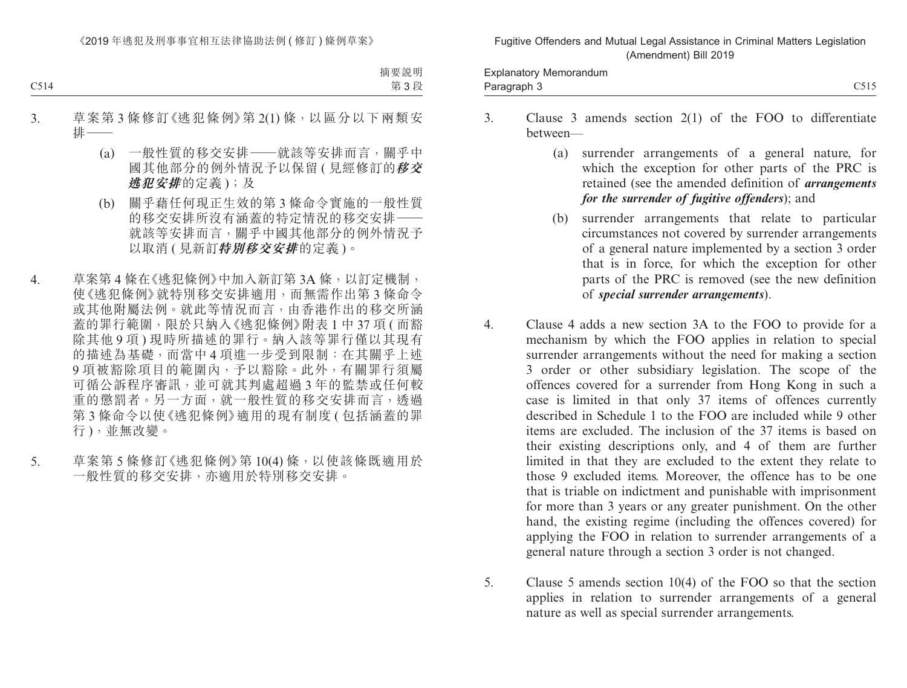3. 草案第 3 條修訂《逃犯條例》第 2(1) 條，以區分以下兩類安排——

   (a) 一般性質的移交安排——就該等安排而言，關乎中國其他部分的例外情況予以保留 ( 見經修訂的***移交逃犯安排***的定義 )；及

   (b) 關乎藉任何現正生效的第 3 條命令實施的一般性質的移交安排所沒有涵蓋的特定情況的移交安排——就該等安排而言，關乎中國其他部分的例外情況予以取消 ( 見新訂***特別移交安排***的定義 )。

4. 草案第 4 條在《逃犯條例》中加入新訂第 3A 條，以訂定機制，使《逃犯條例》就特別移交安排適用，而無需作出第 3 條命令或其他附屬法例。就此等情況而言，由香港作出的移交所涵蓋的罪行範圍，限於只納入《逃犯條例》附表 1 中 37 項 ( 而豁除其他 9 項 ) 現時所描述的罪行。納入該等罪行僅以其現有的描述為基礎，而當中 4 項進一步受到限制：在其關乎上述 9 項被豁除項目的範圍內，予以豁除。此外，有關罪行須屬可循公訴程序審訊，並可就其判處超過 3 年的監禁或任何較重的懲罰者。另一方面，就一般性質的移交安排而言，透過第 3 條命令以使《逃犯條例》適用的現有制度 ( 包括涵蓋的罪行 )，並無改變。

5. 草案第 5 條修訂《逃犯條例》第 10(4) 條，以使該條既適用於一般性質的移交安排，亦適用於特別移交安排。

3. Clause 3 amends section 2(1) of the FOO to differentiate between—

   (a) surrender arrangements of a general nature, for which the exception for other parts of the PRC is retained (see the amended definition of ***arrangements for the surrender of fugitive offenders***); and

   (b) surrender arrangements that relate to particular circumstances not covered by surrender arrangements of a general nature implemented by a section 3 order that is in force, for which the exception for other parts of the PRC is removed (see the new definition of ***special surrender arrangements***).

4. Clause 4 adds a new section 3A to the FOO to provide for a mechanism by which the FOO applies in relation to special surrender arrangements without the need for making a section 3 order or other subsidiary legislation. The scope of the offences covered for a surrender from Hong Kong in such a case is limited in that only 37 items of offences currently described in Schedule 1 to the FOO are included while 9 other items are excluded. The inclusion of the 37 items is based on their existing descriptions only, and 4 of them are further limited in that they are excluded to the extent they relate to those 9 excluded items. Moreover, the offence has to be one that is triable on indictment and punishable with imprisonment for more than 3 years or any greater punishment. On the other hand, the existing regime (including the offences covered) for applying the FOO in relation to surrender arrangements of a general nature through a section 3 order is not changed.

5. Clause 5 amends section 10(4) of the FOO so that the section applies in relation to surrender arrangements of a general nature as well as special surrender arrangements.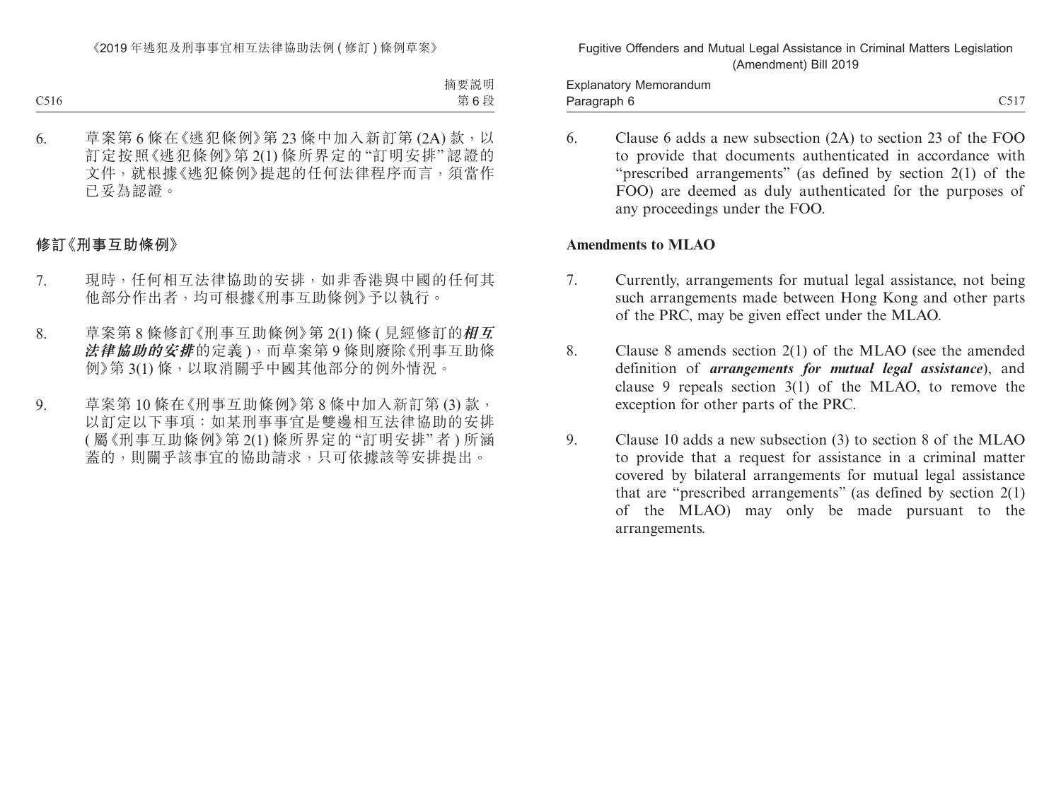6. 草案第 6 條在《逃犯條例》第 23 條中加入新訂第 (2A) 款，以訂定按照《逃犯條例》第 2(1) 條所界定的"訂明安排"認證的文件，就根據《逃犯條例》提起的任何法律程序而言，須當作已妥為認證。

## 修訂《刑事互助條例》

7. 現時，任何相互法律協助的安排，如非香港與中國的任何其他部分作出者，均可根據《刑事互助條例》予以執行。

8. 草案第 8 條修訂《刑事互助條例》第 2(1) 條 (見經修訂的***相互法律協助的安排***的定義)，而草案第 9 條則廢除《刑事互助條例》第 3(1) 條，以取消關乎中國其他部分的例外情況。

9. 草案第 10 條在《刑事互助條例》第 8 條中加入新訂第 (3) 款，以訂定以下事項：如某刑事事宜是雙邊相互法律協助的安排 (屬《刑事互助條例》第 2(1) 條所界定的"訂明安排"者) 所涵蓋的，則關乎該事宜的協助請求，只可依據該等安排提出。

6. Clause 6 adds a new subsection (2A) to section 23 of the FOO to provide that documents authenticated in accordance with "prescribed arrangements" (as defined by section 2(1) of the FOO) are deemed as duly authenticated for the purposes of any proceedings under the FOO.

## Amendments to MLAO

7. Currently, arrangements for mutual legal assistance, not being such arrangements made between Hong Kong and other parts of the PRC, may be given effect under the MLAO.

8. Clause 8 amends section 2(1) of the MLAO (see the amended definition of ***arrangements for mutual legal assistance***), and clause 9 repeals section 3(1) of the MLAO, to remove the exception for other parts of the PRC.

9. Clause 10 adds a new subsection (3) to section 8 of the MLAO to provide that a request for assistance in a criminal matter covered by bilateral arrangements for mutual legal assistance that are "prescribed arrangements" (as defined by section 2(1) of the MLAO) may only be made pursuant to the arrangements.